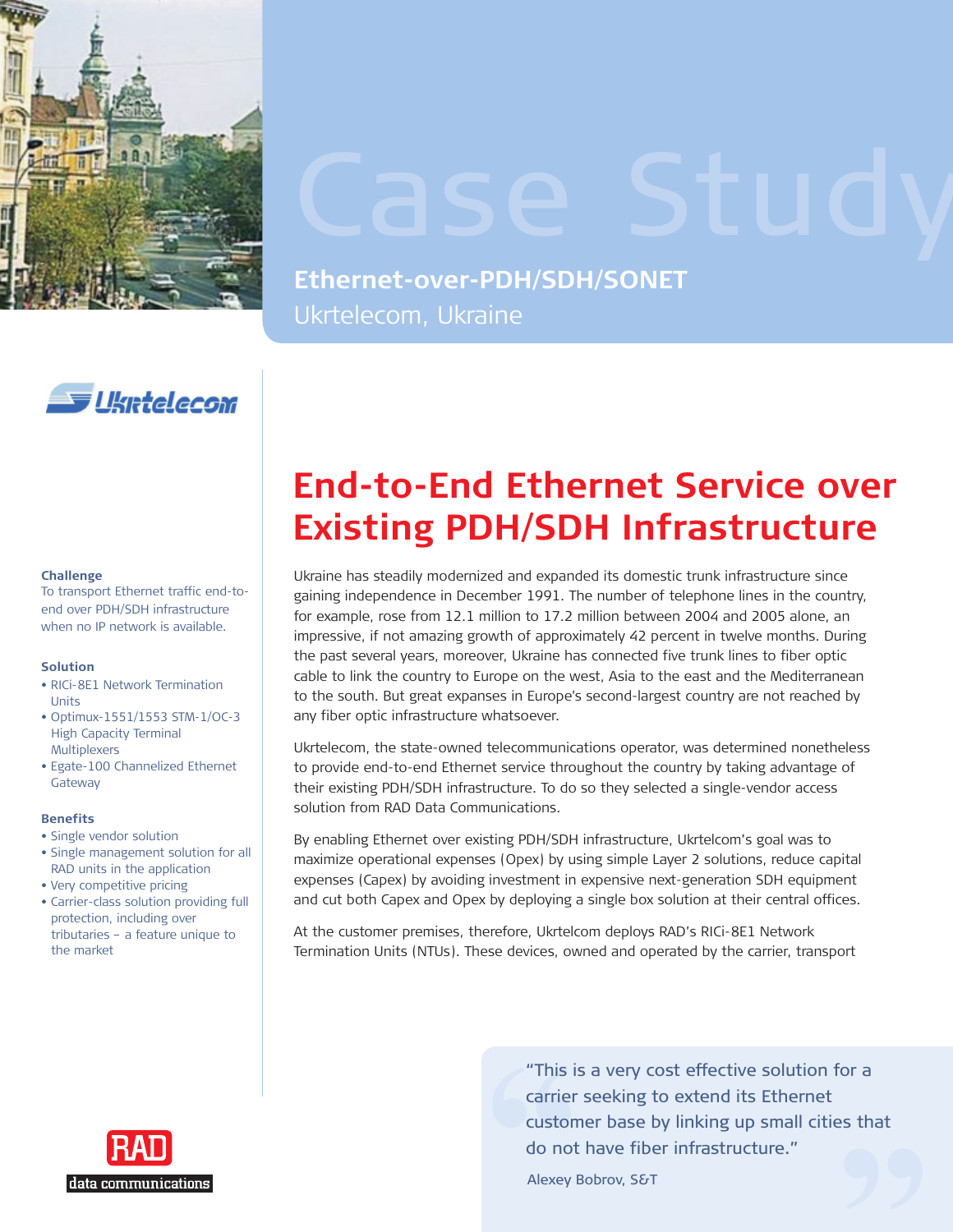# Case Study

**Ethernet-over-PDH/SDH/SONET**

Ukrtelecom, Ukraine

## End-to-End Ethernet Service over Existing PDH/SDH Infrastructure

**Challenge**

To transport Ethernet traffic end-to-end over PDH/SDH infrastructure when no IP network is available.

**Solution**

- RICi-8E1 Network Termination Units
- Optimux-1551/1553 STM-1/OC-3 High Capacity Terminal Multiplexers
- Egate-100 Channelized Ethernet Gateway

**Benefits**

- Single vendor solution
- Single management solution for all RAD units in the application
- Very competitive pricing
- Carrier-class solution providing full protection, including over tributaries – a feature unique to the market

Ukraine has steadily modernized and expanded its domestic trunk infrastructure since gaining independence in December 1991. The number of telephone lines in the country, for example, rose from 12.1 million to 17.2 million between 2004 and 2005 alone, an impressive, if not amazing growth of approximately 42 percent in twelve months. During the past several years, moreover, Ukraine has connected five trunk lines to fiber optic cable to link the country to Europe on the west, Asia to the east and the Mediterranean to the south. But great expanses in Europe's second-largest country are not reached by any fiber optic infrastructure whatsoever.

Ukrtelecom, the state-owned telecommunications operator, was determined nonetheless to provide end-to-end Ethernet service throughout the country by taking advantage of their existing PDH/SDH infrastructure. To do so they selected a single-vendor access solution from RAD Data Communications.

By enabling Ethernet over existing PDH/SDH infrastructure, Ukrtelcom's goal was to maximize operational expenses (Opex) by using simple Layer 2 solutions, reduce capital expenses (Capex) by avoiding investment in expensive next-generation SDH equipment and cut both Capex and Opex by deploying a single box solution at their central offices.

At the customer premises, therefore, Ukrtelcom deploys RAD's RICi-8E1 Network Termination Units (NTUs). These devices, owned and operated by the carrier, transport

> "This is a very cost effective solution for a carrier seeking to extend its Ethernet customer base by linking up small cities that do not have fiber infrastructure."
>
> Alexey Bobrov, S&T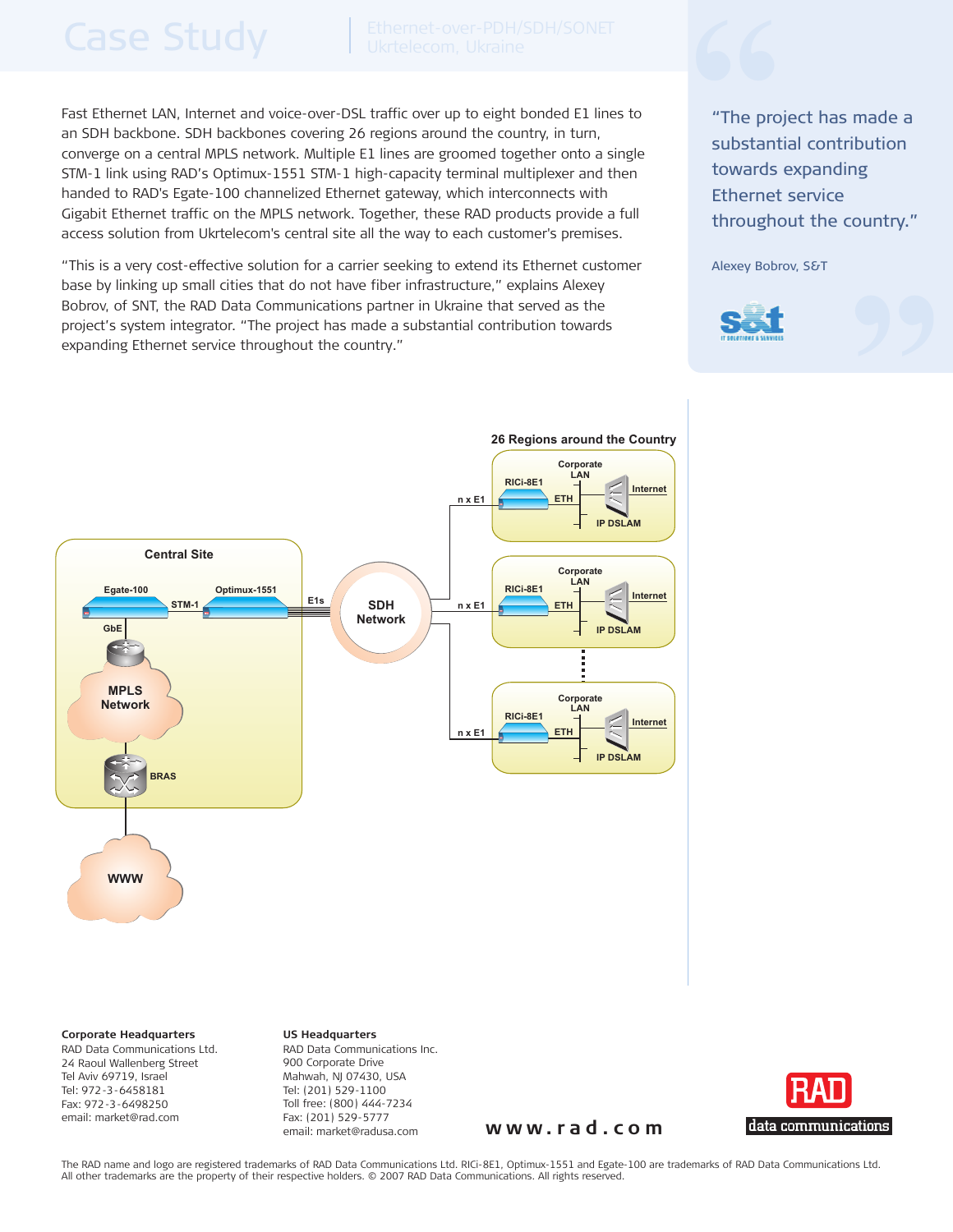Fast Ethernet LAN, Internet and voice-over-DSL traffic over up to eight bonded E1 lines to an SDH backbone. SDH backbones covering 26 regions around the country, in turn, converge on a central MPLS network. Multiple E1 lines are groomed together onto a single STM-1 link using RAD's Optimux-1551 STM-1 high-capacity terminal multiplexer and then handed to RAD's Egate-100 channelized Ethernet gateway, which interconnects with Gigabit Ethernet traffic on the MPLS network. Together, these RAD products provide a full access solution from Ukrtelecom's central site all the way to each customer's premises.

"This is a very cost-effective solution for a carrier seeking to extend its Ethernet customer base by linking up small cities that do not have fiber infrastructure," explains Alexey Bobrov, of SNT, the RAD Data Communications partner in Ukraine that served as the project's system integrator. "The project has made a substantial contribution towards expanding Ethernet service throughout the country."

> "The project has made a substantial contribution towards expanding Ethernet service throughout the country."
>
> Alexey Bobrov, S&T

26 Regions around the Country

Central Site

Egate-100

STM-1

Optimux-1551

E1s

GbE

MPLS Network

BRAS

WWW

SDH Network

n x E1

RICi-8E1

ETH

Corporate LAN

Internet

IP DSLAM

**Corporate Headquarters**
RAD Data Communications Ltd.
24 Raoul Wallenberg Street
Tel Aviv 69719, Israel
Tel: 972-3-6458181
Fax: 972-3-6498250
email: market@rad.com

**US Headquarters**
RAD Data Communications Inc.
900 Corporate Drive
Mahwah, NJ 07430, USA
Tel: (201) 529-1100
Toll free: (800) 444-7234
Fax: (201) 529-5777
email: market@radusa.com

www.rad.com

RAD data communications

The RAD name and logo are registered trademarks of RAD Data Communications Ltd. RICi-8E1, Optimux-1551 and Egate-100 are trademarks of RAD Data Communications Ltd. All other trademarks are the property of their respective holders. © 2007 RAD Data Communications. All rights reserved.